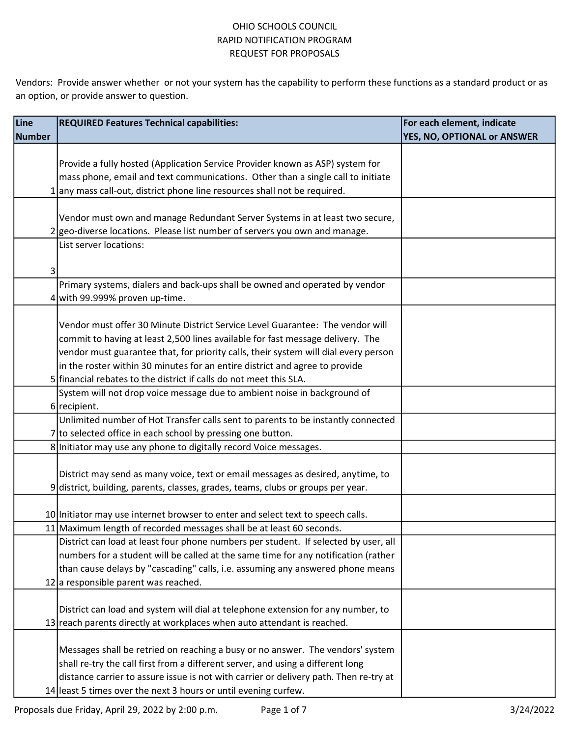# OHIO SCHOOLS COUNCIL
## RAPID NOTIFICATION PROGRAM
## REQUEST FOR PROPOSALS

Vendors: Provide answer whether or not your system has the capability to perform these functions as a standard product or as an option, or provide answer to question.

| Line Number | REQUIRED Features Technical capabilities: | For each element, indicate YES, NO, OPTIONAL or ANSWER |
|---|---|---|
| 1 | Provide a fully hosted (Application Service Provider known as ASP) system for mass phone, email and text communications. Other than a single call to initiate any mass call-out, district phone line resources shall not be required. | |
| 2 | Vendor must own and manage Redundant Server Systems in at least two secure, geo-diverse locations. Please list number of servers you own and manage. | |
| 3 | List server locations: | |
| 4 | Primary systems, dialers and back-ups shall be owned and operated by vendor with 99.999% proven up-time. | |
| 5 | Vendor must offer 30 Minute District Service Level Guarantee: The vendor will commit to having at least 2,500 lines available for fast message delivery. The vendor must guarantee that, for priority calls, their system will dial every person in the roster within 30 minutes for an entire district and agree to provide financial rebates to the district if calls do not meet this SLA. | |
| 6 | System will not drop voice message due to ambient noise in background of recipient. | |
| 7 | Unlimited number of Hot Transfer calls sent to parents to be instantly connected to selected office in each school by pressing one button. | |
| 8 | Initiator may use any phone to digitally record Voice messages. | |
| 9 | District may send as many voice, text or email messages as desired, anytime, to district, building, parents, classes, grades, teams, clubs or groups per year. | |
| 10 | Initiator may use internet browser to enter and select text to speech calls. | |
| 11 | Maximum length of recorded messages shall be at least 60 seconds. | |
| 12 | District can load at least four phone numbers per student. If selected by user, all numbers for a student will be called at the same time for any notification (rather than cause delays by "cascading" calls, i.e. assuming any answered phone means a responsible parent was reached. | |
| 13 | District can load and system will dial at telephone extension for any number, to reach parents directly at workplaces when auto attendant is reached. | |
| 14 | Messages shall be retried on reaching a busy or no answer. The vendors' system shall re-try the call first from a different server, and using a different long distance carrier to assure issue is not with carrier or delivery path. Then re-try at least 5 times over the next 3 hours or until evening curfew. | |

Proposals due Friday, April 29, 2022 by 2:00 p.m. 3/24/2022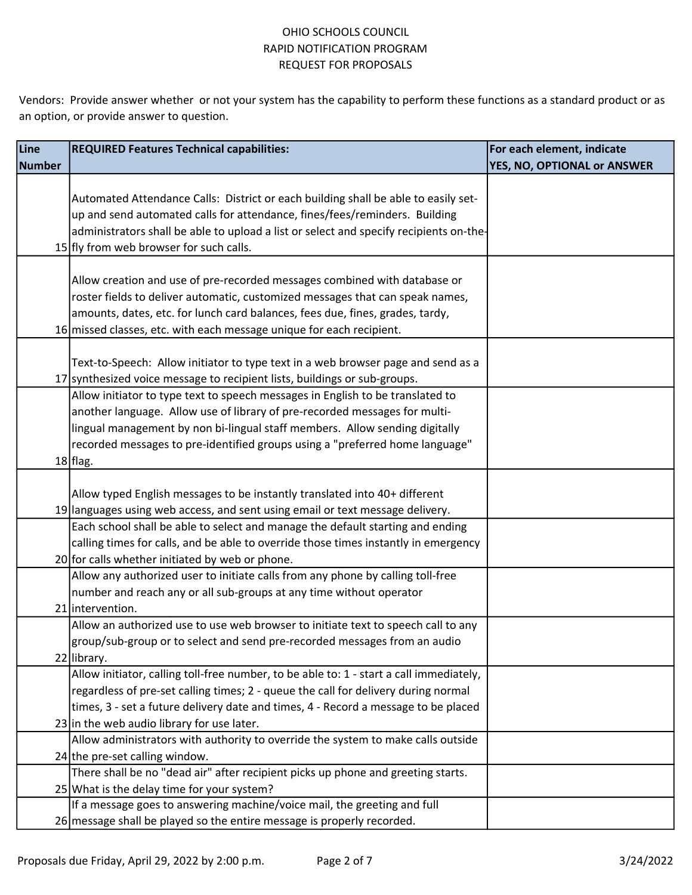OHIO SCHOOLS COUNCIL
RAPID NOTIFICATION PROGRAM
REQUEST FOR PROPOSALS

Vendors: Provide answer whether or not your system has the capability to perform these functions as a standard product or as an option, or provide answer to question.

| Line Number | REQUIRED Features Technical capabilities: | For each element, indicate YES, NO, OPTIONAL or ANSWER |
|---|---|---|
| 15 | Automated Attendance Calls: District or each building shall be able to easily set-up and send automated calls for attendance, fines/fees/reminders. Building administrators shall be able to upload a list or select and specify recipients on-the-fly from web browser for such calls. | |
| 16 | Allow creation and use of pre-recorded messages combined with database or roster fields to deliver automatic, customized messages that can speak names, amounts, dates, etc. for lunch card balances, fees due, fines, grades, tardy, missed classes, etc. with each message unique for each recipient. | |
| 17 | Text-to-Speech: Allow initiator to type text in a web browser page and send as a synthesized voice message to recipient lists, buildings or sub-groups. | |
| 18 | Allow initiator to type text to speech messages in English to be translated to another language. Allow use of library of pre-recorded messages for multi-lingual management by non bi-lingual staff members. Allow sending digitally recorded messages to pre-identified groups using a "preferred home language" flag. | |
| 19 | Allow typed English messages to be instantly translated into 40+ different languages using web access, and sent using email or text message delivery. | |
| 20 | Each school shall be able to select and manage the default starting and ending calling times for calls, and be able to override those times instantly in emergency for calls whether initiated by web or phone. | |
| 21 | Allow any authorized user to initiate calls from any phone by calling toll-free number and reach any or all sub-groups at any time without operator intervention. | |
| 22 | Allow an authorized use to use web browser to initiate text to speech call to any group/sub-group or to select and send pre-recorded messages from an audio library. | |
| 23 | Allow initiator, calling toll-free number, to be able to: 1 - start a call immediately, regardless of pre-set calling times; 2 - queue the call for delivery during normal times, 3 - set a future delivery date and times, 4 - Record a message to be placed in the web audio library for use later. | |
| 24 | Allow administrators with authority to override the system to make calls outside the pre-set calling window. | |
| 25 | There shall be no "dead air" after recipient picks up phone and greeting starts. What is the delay time for your system? | |
| 26 | If a message goes to answering machine/voice mail, the greeting and full message shall be played so the entire message is properly recorded. | |

Proposals due Friday, April 29, 2022 by 2:00 p.m.

3/24/2022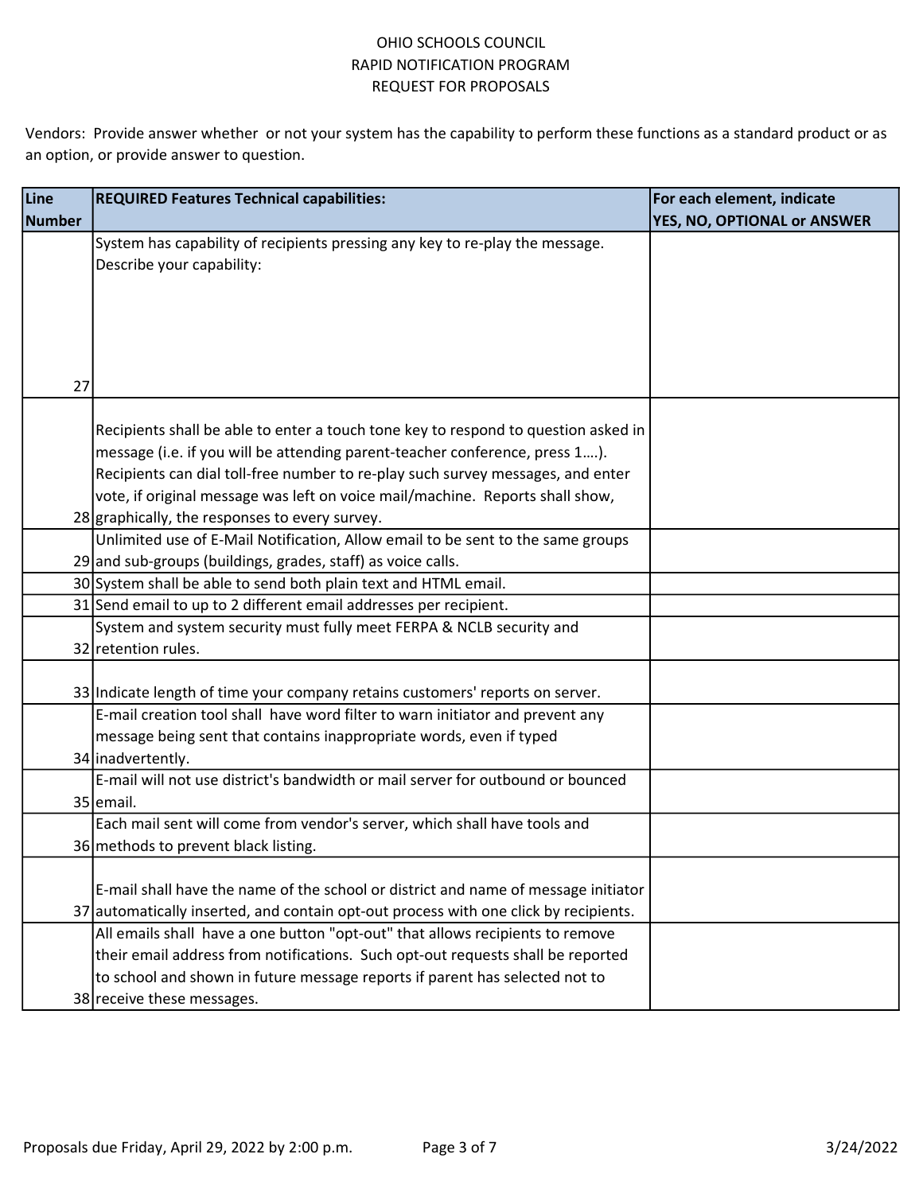OHIO SCHOOLS COUNCIL
RAPID NOTIFICATION PROGRAM
REQUEST FOR PROPOSALS

Vendors: Provide answer whether or not your system has the capability to perform these functions as a standard product or as an option, or provide answer to question.

| Line Number | REQUIRED Features Technical capabilities: | For each element, indicate YES, NO, OPTIONAL or ANSWER |
|---|---|---|
| 27 | System has capability of recipients pressing any key to re-play the message. Describe your capability: | |
| 28 | Recipients shall be able to enter a touch tone key to respond to question asked in message (i.e. if you will be attending parent-teacher conference, press 1….). Recipients can dial toll-free number to re-play such survey messages, and enter vote, if original message was left on voice mail/machine. Reports shall show, graphically, the responses to every survey. | |
| 29 | Unlimited use of E-Mail Notification, Allow email to be sent to the same groups and sub-groups (buildings, grades, staff) as voice calls. | |
| 30 | System shall be able to send both plain text and HTML email. | |
| 31 | Send email to up to 2 different email addresses per recipient. | |
| 32 | System and system security must fully meet FERPA & NCLB security and retention rules. | |
| 33 | Indicate length of time your company retains customers' reports on server. | |
| 34 | E-mail creation tool shall have word filter to warn initiator and prevent any message being sent that contains inappropriate words, even if typed inadvertently. | |
| 35 | E-mail will not use district's bandwidth or mail server for outbound or bounced email. | |
| 36 | Each mail sent will come from vendor's server, which shall have tools and methods to prevent black listing. | |
| 37 | E-mail shall have the name of the school or district and name of message initiator automatically inserted, and contain opt-out process with one click by recipients. | |
| 38 | All emails shall have a one button "opt-out" that allows recipients to remove their email address from notifications. Such opt-out requests shall be reported to school and shown in future message reports if parent has selected not to receive these messages. | |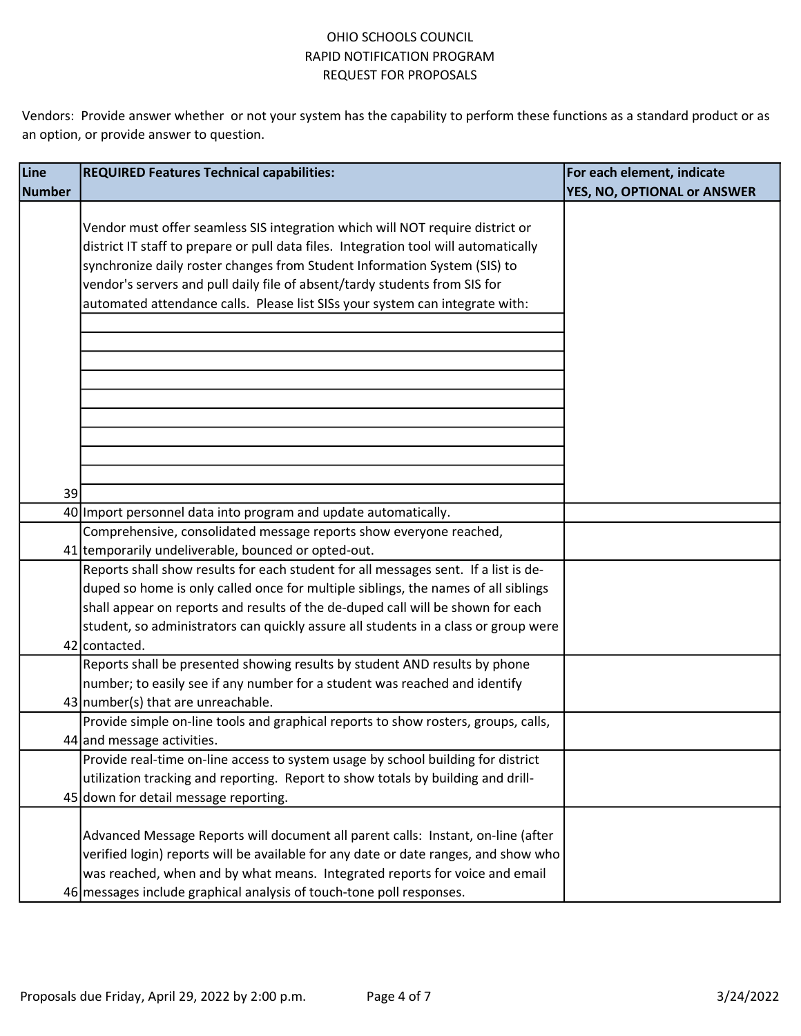OHIO SCHOOLS COUNCIL
RAPID NOTIFICATION PROGRAM
REQUEST FOR PROPOSALS

Vendors: Provide answer whether or not your system has the capability to perform these functions as a standard product or as an option, or provide answer to question.

| Line Number | REQUIRED Features Technical capabilities: | For each element, indicate YES, NO, OPTIONAL or ANSWER |
|---|---|---|
| 39 | Vendor must offer seamless SIS integration which will NOT require district or district IT staff to prepare or pull data files. Integration tool will automatically synchronize daily roster changes from Student Information System (SIS) to vendor's servers and pull daily file of absent/tardy students from SIS for automated attendance calls. Please list SISs your system can integrate with: | |
| 40 | Import personnel data into program and update automatically. | |
| 41 | Comprehensive, consolidated message reports show everyone reached, temporarily undeliverable, bounced or opted-out. | |
| 42 | Reports shall show results for each student for all messages sent. If a list is de-duped so home is only called once for multiple siblings, the names of all siblings shall appear on reports and results of the de-duped call will be shown for each student, so administrators can quickly assure all students in a class or group were contacted. | |
| 43 | Reports shall be presented showing results by student AND results by phone number; to easily see if any number for a student was reached and identify number(s) that are unreachable. | |
| 44 | Provide simple on-line tools and graphical reports to show rosters, groups, calls, and message activities. | |
| 45 | Provide real-time on-line access to system usage by school building for district utilization tracking and reporting. Report to show totals by building and drill-down for detail message reporting. | |
| 46 | Advanced Message Reports will document all parent calls: Instant, on-line (after verified login) reports will be available for any date or date ranges, and show who was reached, when and by what means. Integrated reports for voice and email messages include graphical analysis of touch-tone poll responses. | |

Proposals due Friday, April 29, 2022 by 2:00 p.m.

3/24/2022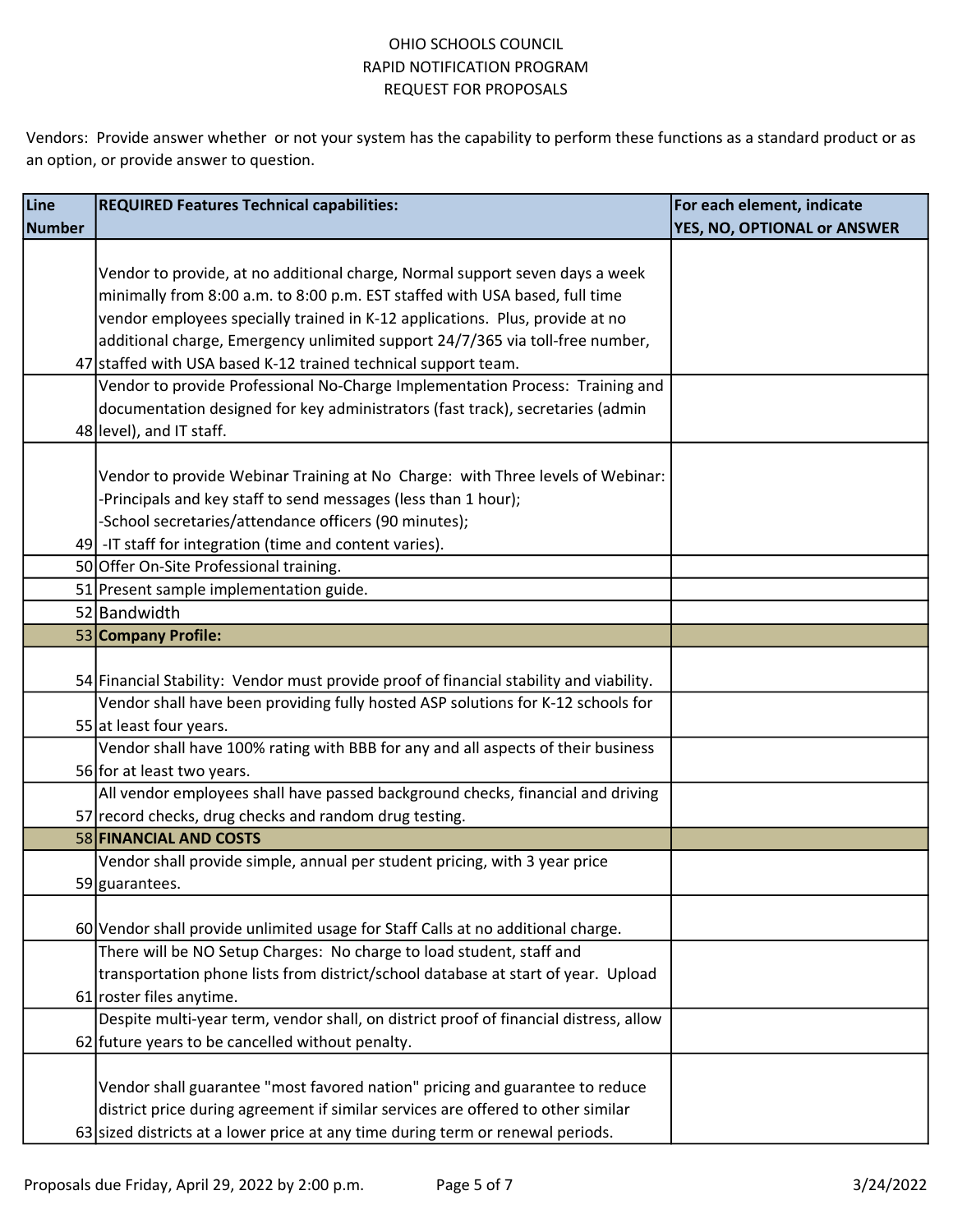OHIO SCHOOLS COUNCIL
RAPID NOTIFICATION PROGRAM
REQUEST FOR PROPOSALS

Vendors: Provide answer whether or not your system has the capability to perform these functions as a standard product or as an option, or provide answer to question.

| Line Number | REQUIRED Features Technical capabilities: | For each element, indicate YES, NO, OPTIONAL or ANSWER |
|---|---|---|
| 47 | Vendor to provide, at no additional charge, Normal support seven days a week minimally from 8:00 a.m. to 8:00 p.m. EST staffed with USA based, full time vendor employees specially trained in K-12 applications. Plus, provide at no additional charge, Emergency unlimited support 24/7/365 via toll-free number, staffed with USA based K-12 trained technical support team. | |
| 48 | Vendor to provide Professional No-Charge Implementation Process: Training and documentation designed for key administrators (fast track), secretaries (admin level), and IT staff. | |
| 49 | Vendor to provide Webinar Training at No Charge: with Three levels of Webinar: -Principals and key staff to send messages (less than 1 hour); -School secretaries/attendance officers (90 minutes); -IT staff for integration (time and content varies). | |
| 50 | Offer On-Site Professional training. | |
| 51 | Present sample implementation guide. | |
| 52 | Bandwidth | |
| 53 | **Company Profile:** | |
| 54 | Financial Stability: Vendor must provide proof of financial stability and viability. | |
| 55 | Vendor shall have been providing fully hosted ASP solutions for K-12 schools for at least four years. | |
| 56 | Vendor shall have 100% rating with BBB for any and all aspects of their business for at least two years. | |
| 57 | All vendor employees shall have passed background checks, financial and driving record checks, drug checks and random drug testing. | |
| 58 | **FINANCIAL AND COSTS** | |
| 59 | Vendor shall provide simple, annual per student pricing, with 3 year price guarantees. | |
| 60 | Vendor shall provide unlimited usage for Staff Calls at no additional charge. | |
| 61 | There will be NO Setup Charges: No charge to load student, staff and transportation phone lists from district/school database at start of year. Upload roster files anytime. | |
| 62 | Despite multi-year term, vendor shall, on district proof of financial distress, allow future years to be cancelled without penalty. | |
| 63 | Vendor shall guarantee "most favored nation" pricing and guarantee to reduce district price during agreement if similar services are offered to other similar sized districts at a lower price at any time during term or renewal periods. | |

Proposals due Friday, April 29, 2022 by 2:00 p.m.

3/24/2022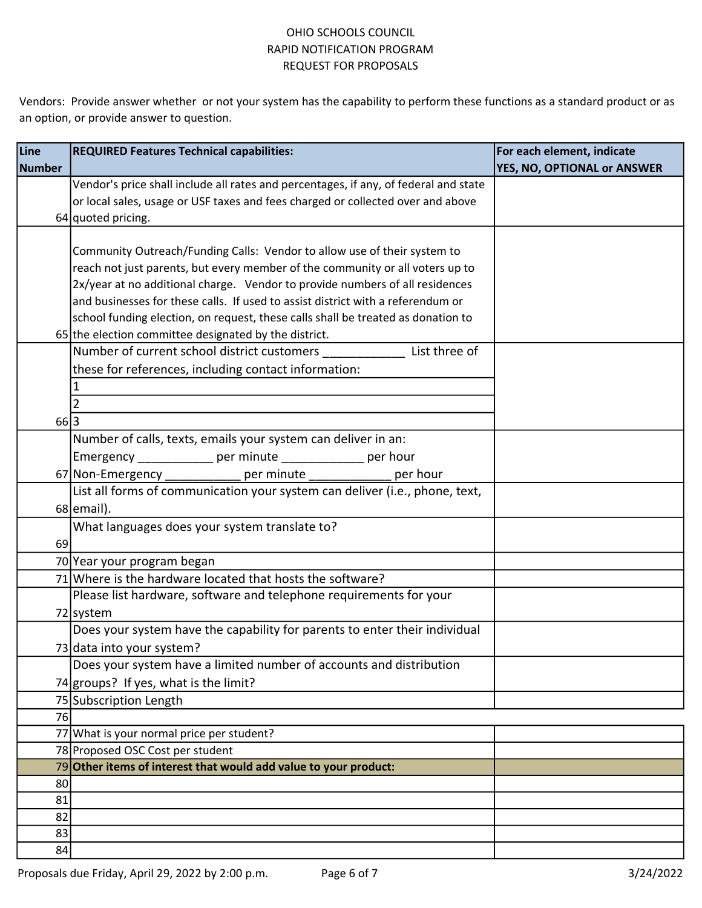OHIO SCHOOLS COUNCIL
RAPID NOTIFICATION PROGRAM
REQUEST FOR PROPOSALS

Vendors: Provide answer whether or not your system has the capability to perform these functions as a standard product or as an option, or provide answer to question.

| Line Number | REQUIRED Features Technical capabilities: | For each element, indicate YES, NO, OPTIONAL or ANSWER |
|---|---|---|
| 64 | Vendor's price shall include all rates and percentages, if any, of federal and state or local sales, usage or USF taxes and fees charged or collected over and above quoted pricing. | |
| 65 | Community Outreach/Funding Calls: Vendor to allow use of their system to reach not just parents, but every member of the community or all voters up to 2x/year at no additional charge. Vendor to provide numbers of all residences and businesses for these calls. If used to assist district with a referendum or school funding election, on request, these calls shall be treated as donation to the election committee designated by the district. | |
| 66 | Number of current school district customers ____________ List three of these for references, including contact information:<br>1<br>2<br>3 | |
| 67 | Number of calls, texts, emails your system can deliver in an:<br>Emergency ___________ per minute ____________ per hour<br>Non-Emergency ___________ per minute ____________ per hour | |
| 68 | List all forms of communication your system can deliver (i.e., phone, text, email). | |
| 69 | What languages does your system translate to? | |
| 70 | Year your program began | |
| 71 | Where is the hardware located that hosts the software? | |
| 72 | Please list hardware, software and telephone requirements for your system | |
| 73 | Does your system have the capability for parents to enter their individual data into your system? | |
| 74 | Does your system have a limited number of accounts and distribution groups? If yes, what is the limit? | |
| 75 | Subscription Length | |
| 76 | | |
| 77 | What is your normal price per student? | |
| 78 | Proposed OSC Cost per student | |
| 79 | **Other items of interest that would add value to your product:** | |
| 80 | | |
| 81 | | |
| 82 | | |
| 83 | | |
| 84 | | |

Proposals due Friday, April 29, 2022 by 2:00 p.m.

3/24/2022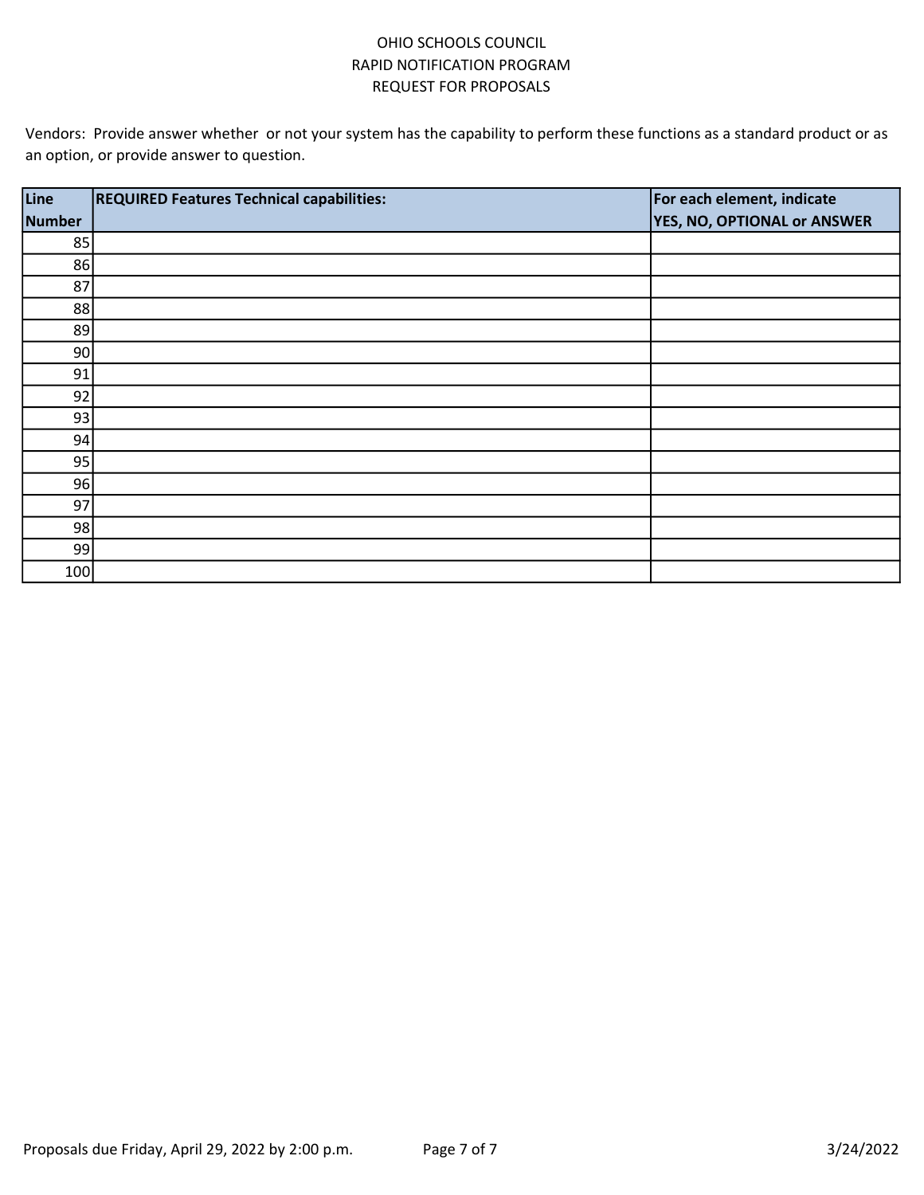OHIO SCHOOLS COUNCIL
RAPID NOTIFICATION PROGRAM
REQUEST FOR PROPOSALS

Vendors: Provide answer whether or not your system has the capability to perform these functions as a standard product or as an option, or provide answer to question.

| Line Number | REQUIRED Features Technical capabilities: | For each element, indicate YES, NO, OPTIONAL or ANSWER |
|---|---|---|
| 85 | | |
| 86 | | |
| 87 | | |
| 88 | | |
| 89 | | |
| 90 | | |
| 91 | | |
| 92 | | |
| 93 | | |
| 94 | | |
| 95 | | |
| 96 | | |
| 97 | | |
| 98 | | |
| 99 | | |
| 100 | | |

Proposals due Friday, April 29, 2022 by 2:00 p.m.

3/24/2022